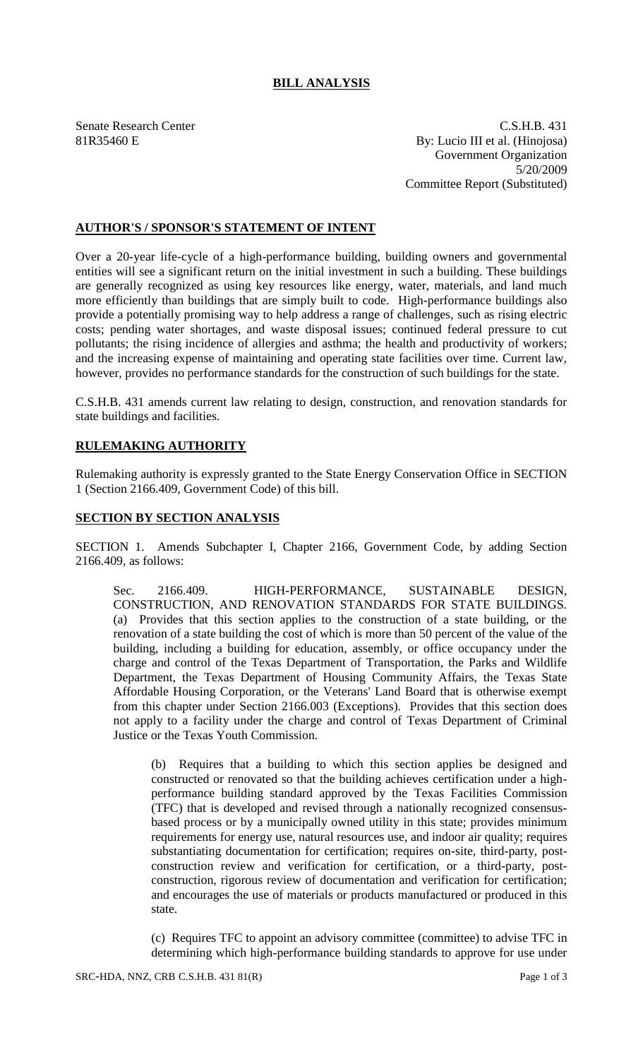# BILL ANALYSIS

Senate Research Center
81R35460 E

C.S.H.B. 431
By: Lucio III et al. (Hinojosa)
Government Organization
5/20/2009
Committee Report (Substituted)

## AUTHOR'S / SPONSOR'S STATEMENT OF INTENT

Over a 20-year life-cycle of a high-performance building, building owners and governmental entities will see a significant return on the initial investment in such a building. These buildings are generally recognized as using key resources like energy, water, materials, and land much more efficiently than buildings that are simply built to code. High-performance buildings also provide a potentially promising way to help address a range of challenges, such as rising electric costs; pending water shortages, and waste disposal issues; continued federal pressure to cut pollutants; the rising incidence of allergies and asthma; the health and productivity of workers; and the increasing expense of maintaining and operating state facilities over time. Current law, however, provides no performance standards for the construction of such buildings for the state.

C.S.H.B. 431 amends current law relating to design, construction, and renovation standards for state buildings and facilities.

## RULEMAKING AUTHORITY

Rulemaking authority is expressly granted to the State Energy Conservation Office in SECTION 1 (Section 2166.409, Government Code) of this bill.

## SECTION BY SECTION ANALYSIS

SECTION 1. Amends Subchapter I, Chapter 2166, Government Code, by adding Section 2166.409, as follows:

Sec. 2166.409. HIGH-PERFORMANCE, SUSTAINABLE DESIGN, CONSTRUCTION, AND RENOVATION STANDARDS FOR STATE BUILDINGS. (a) Provides that this section applies to the construction of a state building, or the renovation of a state building the cost of which is more than 50 percent of the value of the building, including a building for education, assembly, or office occupancy under the charge and control of the Texas Department of Transportation, the Parks and Wildlife Department, the Texas Department of Housing Community Affairs, the Texas State Affordable Housing Corporation, or the Veterans' Land Board that is otherwise exempt from this chapter under Section 2166.003 (Exceptions). Provides that this section does not apply to a facility under the charge and control of Texas Department of Criminal Justice or the Texas Youth Commission.

(b) Requires that a building to which this section applies be designed and constructed or renovated so that the building achieves certification under a high-performance building standard approved by the Texas Facilities Commission (TFC) that is developed and revised through a nationally recognized consensus-based process or by a municipally owned utility in this state; provides minimum requirements for energy use, natural resources use, and indoor air quality; requires substantiating documentation for certification; requires on-site, third-party, post-construction review and verification for certification, or a third-party, post-construction, rigorous review of documentation and verification for certification; and encourages the use of materials or products manufactured or produced in this state.

(c) Requires TFC to appoint an advisory committee (committee) to advise TFC in determining which high-performance building standards to approve for use under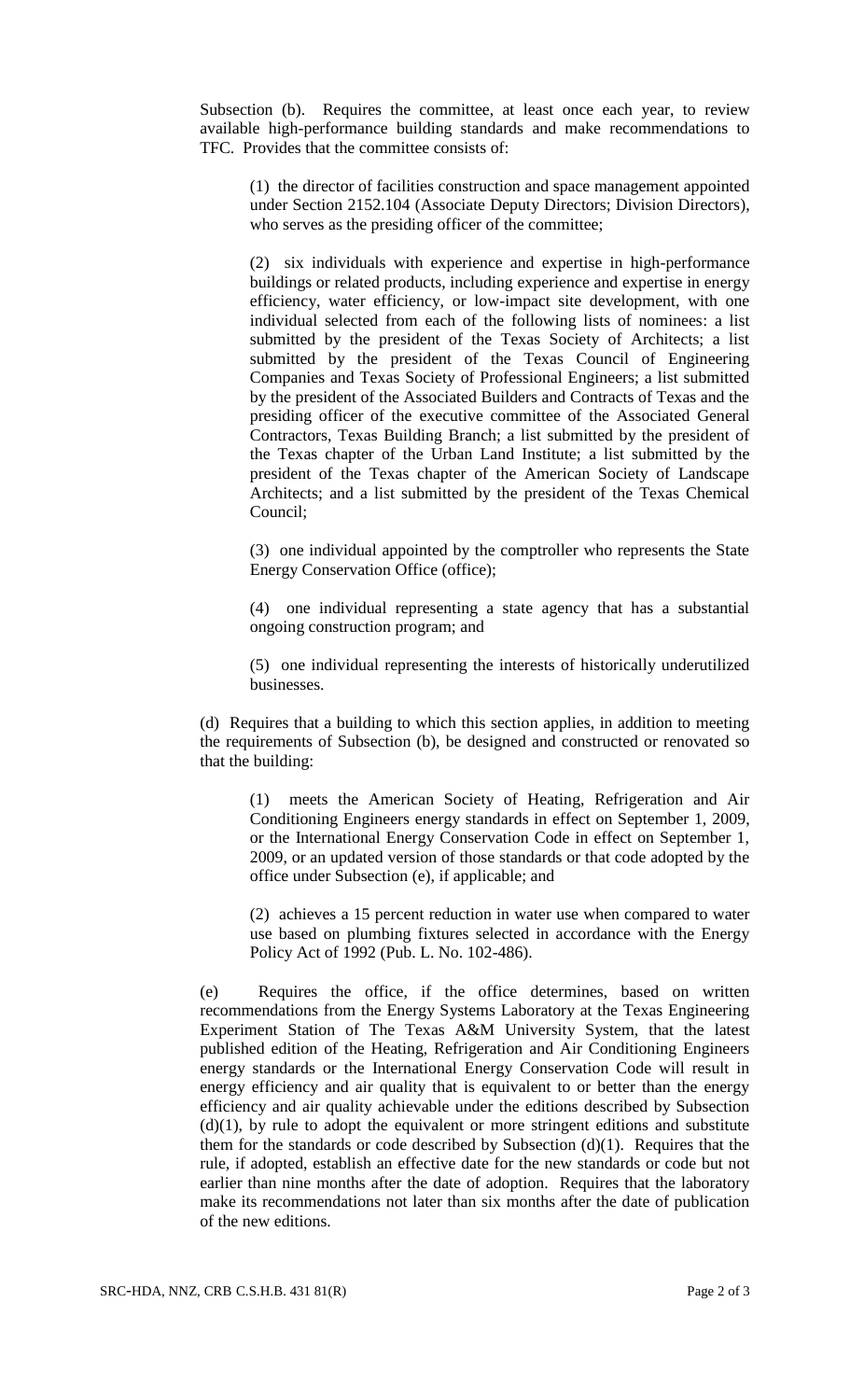Subsection (b). Requires the committee, at least once each year, to review available high-performance building standards and make recommendations to TFC. Provides that the committee consists of:

(1) the director of facilities construction and space management appointed under Section 2152.104 (Associate Deputy Directors; Division Directors), who serves as the presiding officer of the committee;

(2) six individuals with experience and expertise in high-performance buildings or related products, including experience and expertise in energy efficiency, water efficiency, or low-impact site development, with one individual selected from each of the following lists of nominees: a list submitted by the president of the Texas Society of Architects; a list submitted by the president of the Texas Council of Engineering Companies and Texas Society of Professional Engineers; a list submitted by the president of the Associated Builders and Contracts of Texas and the presiding officer of the executive committee of the Associated General Contractors, Texas Building Branch; a list submitted by the president of the Texas chapter of the Urban Land Institute; a list submitted by the president of the Texas chapter of the American Society of Landscape Architects; and a list submitted by the president of the Texas Chemical Council;

(3) one individual appointed by the comptroller who represents the State Energy Conservation Office (office);

(4) one individual representing a state agency that has a substantial ongoing construction program; and

(5) one individual representing the interests of historically underutilized businesses.

(d) Requires that a building to which this section applies, in addition to meeting the requirements of Subsection (b), be designed and constructed or renovated so that the building:

(1) meets the American Society of Heating, Refrigeration and Air Conditioning Engineers energy standards in effect on September 1, 2009, or the International Energy Conservation Code in effect on September 1, 2009, or an updated version of those standards or that code adopted by the office under Subsection (e), if applicable; and

(2) achieves a 15 percent reduction in water use when compared to water use based on plumbing fixtures selected in accordance with the Energy Policy Act of 1992 (Pub. L. No. 102-486).

(e) Requires the office, if the office determines, based on written recommendations from the Energy Systems Laboratory at the Texas Engineering Experiment Station of The Texas A&M University System, that the latest published edition of the Heating, Refrigeration and Air Conditioning Engineers energy standards or the International Energy Conservation Code will result in energy efficiency and air quality that is equivalent to or better than the energy efficiency and air quality achievable under the editions described by Subsection (d)(1), by rule to adopt the equivalent or more stringent editions and substitute them for the standards or code described by Subsection (d)(1). Requires that the rule, if adopted, establish an effective date for the new standards or code but not earlier than nine months after the date of adoption. Requires that the laboratory make its recommendations not later than six months after the date of publication of the new editions.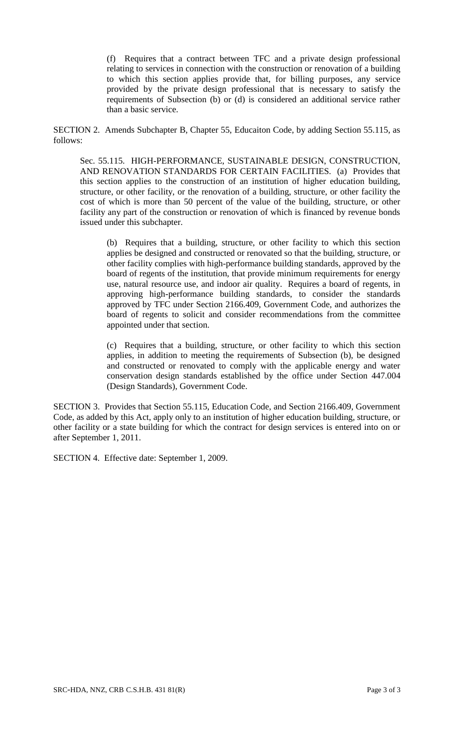(f) Requires that a contract between TFC and a private design professional relating to services in connection with the construction or renovation of a building to which this section apply provide that, for billing purposes, any service provided by the private design professional that is necessary to satisfy the requirements of Subsection (b) or (d) is considered an additional service rather than a basic service.

SECTION 2. Amends Subchapter B, Chapter 55, Educaiton Code, by adding Section 55.115, as follows:

Sec. 55.115. HIGH-PERFORMANCE, SUSTAINABLE DESIGN, CONSTRUCTION, AND RENOVATION STANDARDS FOR CERTAIN FACILITIES. (a) Provides that this section applies to the construction of an institution of higher education building, structure, or other facility, or the renovation of a building, structure, or other facility the cost of which is more than 50 percent of the value of the building, structure, or other facility any part of the construction or renovation of which is financed by revenue bonds issued under this subchapter.

(b) Requires that a building, structure, or other facility to which this section applies be designed and constructed or renovated so that the building, structure, or other facility complies with high-performance building standards, approved by the board of regents of the institution, that provide minimum requirements for energy use, natural resource use, and indoor air quality. Requires a board of regents, in approving high-performance building standards, to consider the standards approved by TFC under Section 2166.409, Government Code, and authorizes the board of regents to solicit and consider recommendations from the committee appointed under that section.

(c) Requires that a building, structure, or other facility to which this section applies, in addition to meeting the requirements of Subsection (b), be designed and constructed or renovated to comply with the applicable energy and water conservation design standards established by the office under Section 447.004 (Design Standards), Government Code.

SECTION 3. Provides that Section 55.115, Education Code, and Section 2166.409, Government Code, as added by this Act, apply only to an institution of higher education building, structure, or other facility or a state building for which the contract for design services is entered into on or after September 1, 2011.

SECTION 4. Effective date: September 1, 2009.